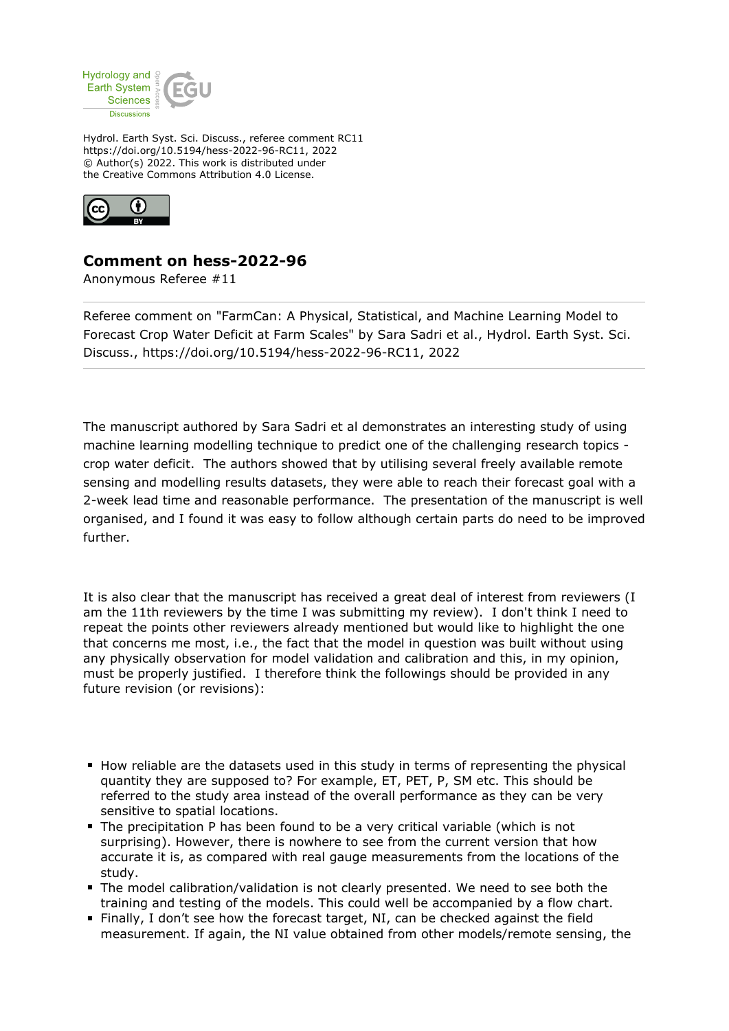Hydrol. Earth Syst. Sci. Discuss., referee comment RC11
https://doi.org/10.5194/hess-2022-96-RC11, 2022
© Author(s) 2022. This work is distributed under
the Creative Commons Attribution 4.0 License.

# Comment on hess-2022-96

Anonymous Referee #11

---

Referee comment on "FarmCan: A Physical, Statistical, and Machine Learning Model to Forecast Crop Water Deficit at Farm Scales" by Sara Sadri et al., Hydrol. Earth Syst. Sci. Discuss., https://doi.org/10.5194/hess-2022-96-RC11, 2022

---

The manuscript authored by Sara Sadri et al demonstrates an interesting study of using machine learning modelling technique to predict one of the challenging research topics - crop water deficit.  The authors showed that by utilising several freely available remote sensing and modelling results datasets, they were able to reach their forecast goal with a 2-week lead time and reasonable performance.  The presentation of the manuscript is well organised, and I found it was easy to follow although certain parts do need to be improved further.

It is also clear that the manuscript has received a great deal of interest from reviewers (I am the 11th reviewers by the time I was submitting my review).  I don't think I need to repeat the points other reviewers already mentioned but would like to highlight the one that concerns me most, i.e., the fact that the model in question was built without using any physically observation for model validation and calibration and this, in my opinion, must be properly justified.  I therefore think the followings should be provided in any future revision (or revisions):

- How reliable are the datasets used in this study in terms of representing the physical quantity they are supposed to? For example, ET, PET, P, SM etc. This should be referred to the study area instead of the overall performance as they can be very sensitive to spatial locations.
- The precipitation P has been found to be a very critical variable (which is not surprising). However, there is nowhere to see from the current version that how accurate it is, as compared with real gauge measurements from the locations of the study.
- The model calibration/validation is not clearly presented. We need to see both the training and testing of the models. This could well be accompanied by a flow chart.
- Finally, I don't see how the forecast target, NI, can be checked against the field measurement. If again, the NI value obtained from other models/remote sensing, the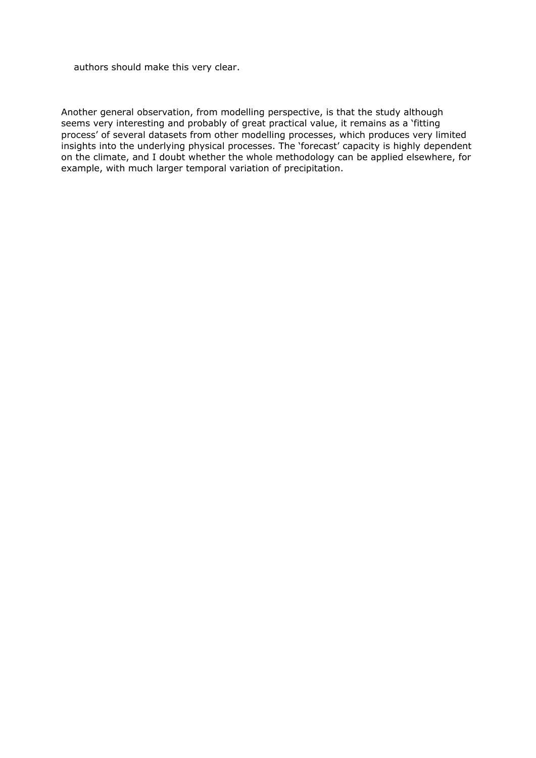authors should make this very clear.

Another general observation, from modelling perspective, is that the study although seems very interesting and probably of great practical value, it remains as a 'fitting process' of several datasets from other modelling processes, which produces very limited insights into the underlying physical processes. The 'forecast' capacity is highly dependent on the climate, and I doubt whether the whole methodology can be applied elsewhere, for example, with much larger temporal variation of precipitation.